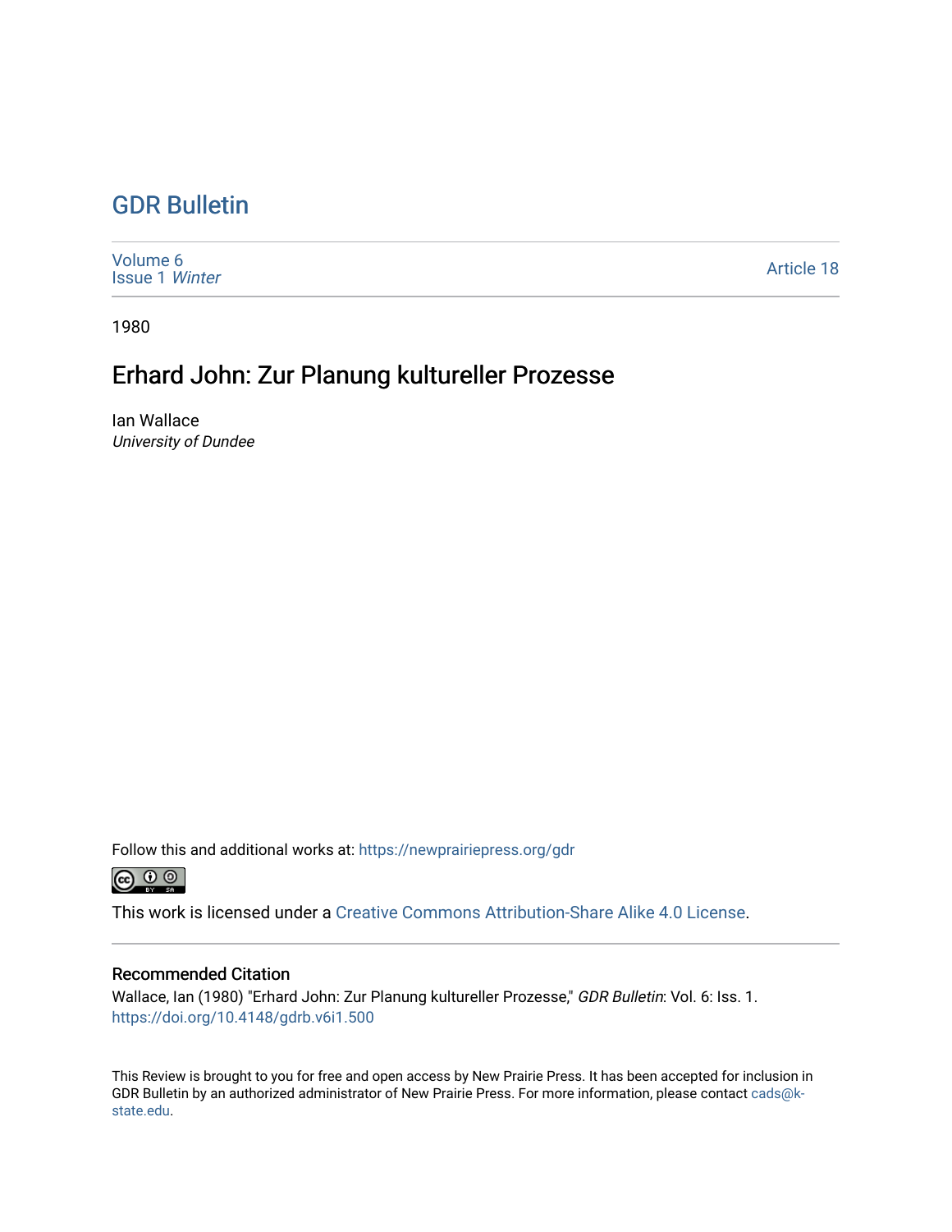# GDR Bulletin

Volume 6
Issue 1 *Winter*

Article 18

1980

## Erhard John: Zur Planung kultureller Prozesse

Ian Wallace
*University of Dundee*

Follow this and additional works at: https://newprairiepress.org/gdr

This work is licensed under a Creative Commons Attribution-Share Alike 4.0 License.

### Recommended Citation

Wallace, Ian (1980) "Erhard John: Zur Planung kultureller Prozesse," *GDR Bulletin*: Vol. 6: Iss. 1. https://doi.org/10.4148/gdrb.v6i1.500

This Review is brought to you for free and open access by New Prairie Press. It has been accepted for inclusion in GDR Bulletin by an authorized administrator of New Prairie Press. For more information, please contact cads@k-state.edu.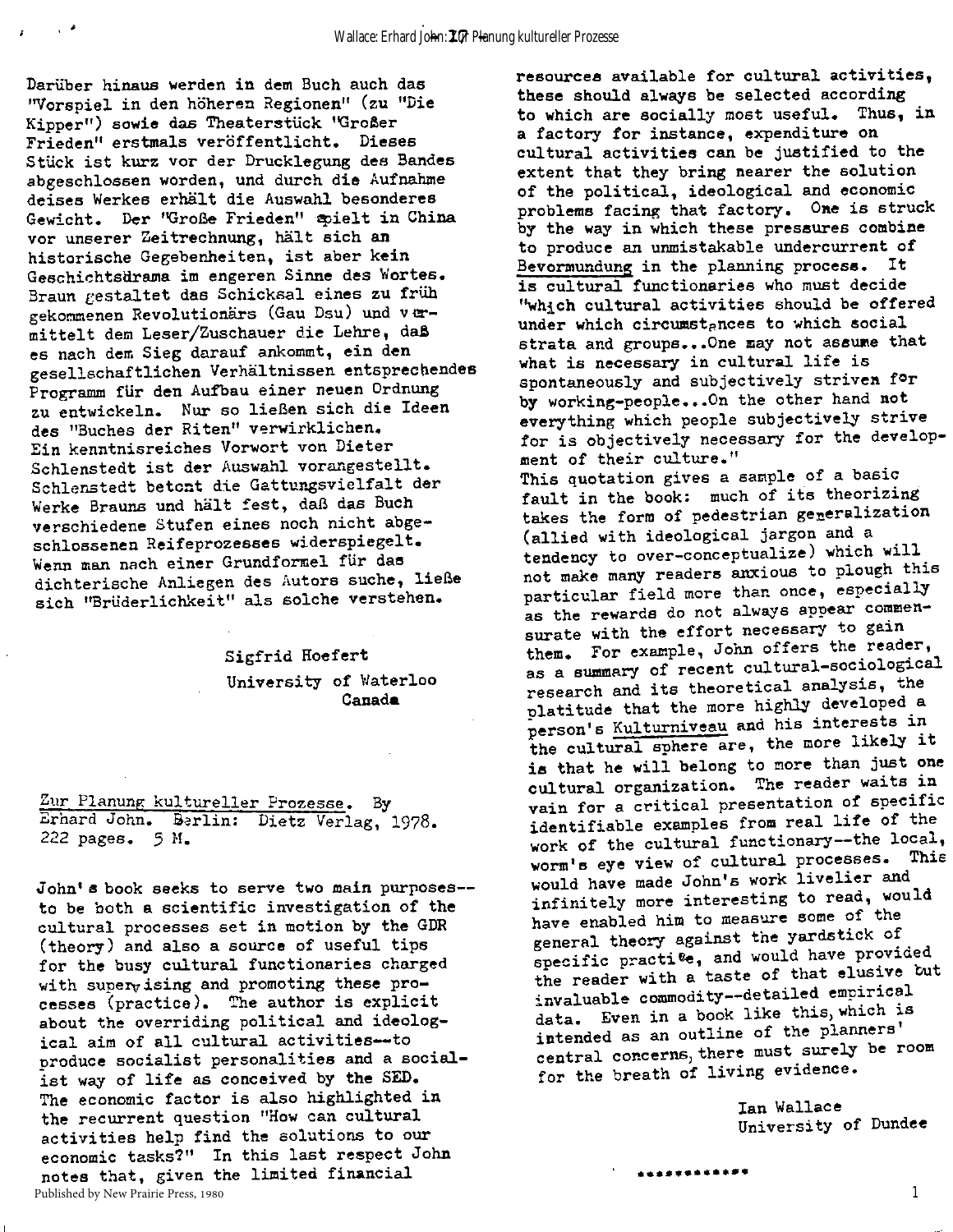Darüber hinaus werden in dem Buch auch das "Vorspiel in den höheren Regionen" (zu "Die Kipper") sowie das Theaterstück "Großer Frieden" erstmals veröffentlicht. Dieses Stück ist kurz vor der Drucklegung des Bandes abgeschlossen worden, und durch die Aufnahme deises Werkes erhält die Auswahl besonderes Gewicht. Der "Große Frieden" spielt in China vor unserer Zeitrechnung, hält sich an historische Gegebenheiten, ist aber kein Geschichtsdrama im engeren Sinne des Wortes. Braun gestaltet das Schicksal eines zu früh gekommenen Revolutionärs (Gau Dsu) und vermittelt dem Leser/Zuschauer die Lehre, daß es nach dem Sieg darauf ankommt, ein den gesellschaftlichen Verhältnissen entsprechendes Programm für den Aufbau einer neuen Ordnung zu entwickeln. Nur so ließen sich die Ideen des "Buches der Riten" verwirklichen. Ein kenntnisreiches Vorwort von Dieter Schlenstedt ist der Auswahl vorangestellt. Schlenstedt betont die Gattungsvielfalt der Werke Brauns und hält fest, daß das Buch verschiedene Stufen eines noch nicht abgeschlossenen Reifeprozesses widerspiegelt. Wenn man nach einer Grundformel für das dichterische Anliegen des Autors suche, ließe sich "Brüderlichkeit" als solche verstehen.

Sigfrid Hoefert
University of Waterloo
Canada

Zur Planung kultureller Prozesse. By Erhard John. Berlin: Dietz Verlag, 1978. 222 pages. 5 M.

John's book seeks to serve two main purposes--to be both a scientific investigation of the cultural processes set in motion by the GDR (theory) and also a source of useful tips for the busy cultural functionaries charged with supervising and promoting these processes (practice). The author is explicit about the overriding political and ideological aim of all cultural activities--to produce socialist personalities and a socialist way of life as conceived by the SED. The economic factor is also highlighted in the recurrent question "How can cultural activities help find the solutions to our economic tasks?" In this last respect John notes that, given the limited financial resources available for cultural activities, these should always be selected according to which are socially most useful. Thus, in a factory for instance, expenditure on cultural activities can be justified to the extent that they bring nearer the solution of the political, ideological and economic problems facing that factory. One is struck by the way in which these pressures combine to produce an unmistakable undercurrent of Bevormundung in the planning process. It is cultural functionaries who must decide "which cultural activities should be offered under which circumstances to which social strata and groups...One may not assume that what is necessary in cultural life is spontaneously and subjectively striven for by working-people...On the other hand not everything which people subjectively strive for is objectively necessary for the development of their culture."

This quotation gives a sample of a basic fault in the book: much of its theorizing takes the form of pedestrian generalization (allied with ideological jargon and a tendency to over-conceptualize) which will not make many readers anxious to plough this particular field more than once, especially as the rewards do not always appear commensurate with the effort necessary to gain them. For example, John offers the reader, as a summary of recent cultural-sociological research and its theoretical analysis, the platitude that the more highly developed a person's Kulturniveau and his interests in the cultural sphere are, the more likely it is that he will belong to more than just one cultural organization. The reader waits in vain for a critical presentation of specific identifiable examples from real life of the work of the cultural functionary--the local, worm's eye view of cultural processes. This would have made John's work livelier and infinitely more interesting to read, would have enabled him to measure some of the general theory against the yardstick of specific practice, and would have provided the reader with a taste of that elusive but invaluable commodity--detailed empirical data. Even in a book like this, which is intended as an outline of the planners' central concerns, there must surely be room for the breath of living evidence.

Ian Wallace
University of Dundee

\*\*\*\*\*\*\*\*\*\*\*\*